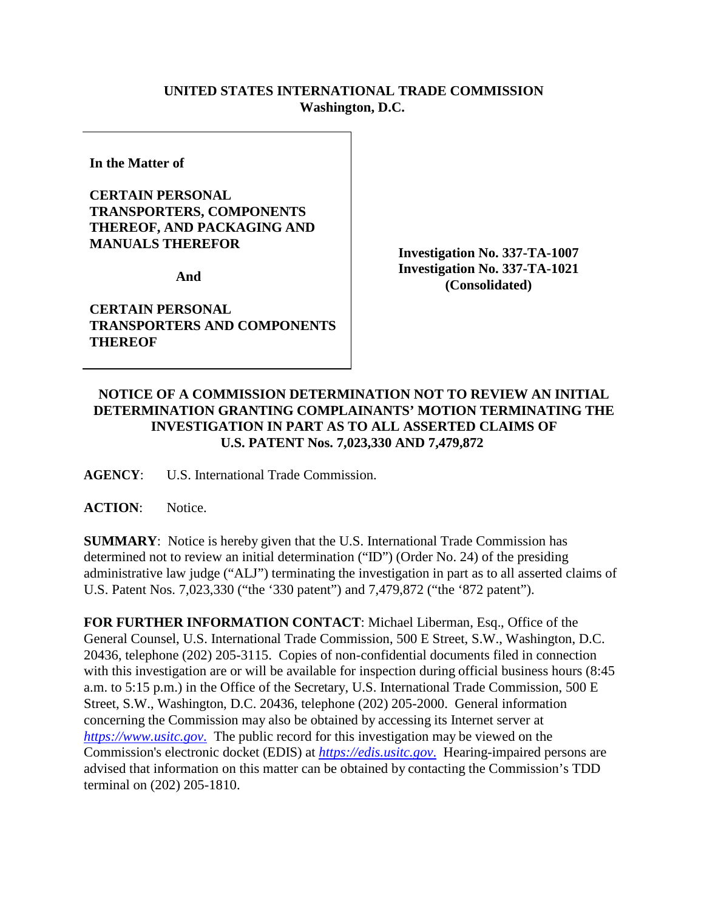**UNITED STATES INTERNATIONAL TRADE COMMISSION**
**Washington, D.C.**

| In the Matter of<br><br>**CERTAIN PERSONAL TRANSPORTERS, COMPONENTS THEREOF, AND PACKAGING AND MANUALS THEREFOR**<br><br>**And**<br><br>**CERTAIN PERSONAL TRANSPORTERS AND COMPONENTS THEREOF** | **Investigation No. 337-TA-1007**<br>**Investigation No. 337-TA-1021**<br>**(Consolidated)** |
|---|---|

**NOTICE OF A COMMISSION DETERMINATION NOT TO REVIEW AN INITIAL DETERMINATION GRANTING COMPLAINANTS' MOTION TERMINATING THE INVESTIGATION IN PART AS TO ALL ASSERTED CLAIMS OF U.S. PATENT Nos. 7,023,330 AND 7,479,872**

**AGENCY**: U.S. International Trade Commission.

**ACTION**: Notice.

**SUMMARY**: Notice is hereby given that the U.S. International Trade Commission has determined not to review an initial determination ("ID") (Order No. 24) of the presiding administrative law judge ("ALJ") terminating the investigation in part as to all asserted claims of U.S. Patent Nos. 7,023,330 ("the '330 patent") and 7,479,872 ("the '872 patent").

**FOR FURTHER INFORMATION CONTACT**: Michael Liberman, Esq., Office of the General Counsel, U.S. International Trade Commission, 500 E Street, S.W., Washington, D.C. 20436, telephone (202) 205-3115. Copies of non-confidential documents filed in connection with this investigation are or will be available for inspection during official business hours (8:45 a.m. to 5:15 p.m.) in the Office of the Secretary, U.S. International Trade Commission, 500 E Street, S.W., Washington, D.C. 20436, telephone (202) 205-2000. General information concerning the Commission may also be obtained by accessing its Internet server at *https://www.usitc.gov*. The public record for this investigation may be viewed on the Commission's electronic docket (EDIS) at *https://edis.usitc.gov*. Hearing-impaired persons are advised that information on this matter can be obtained by contacting the Commission's TDD terminal on (202) 205-1810.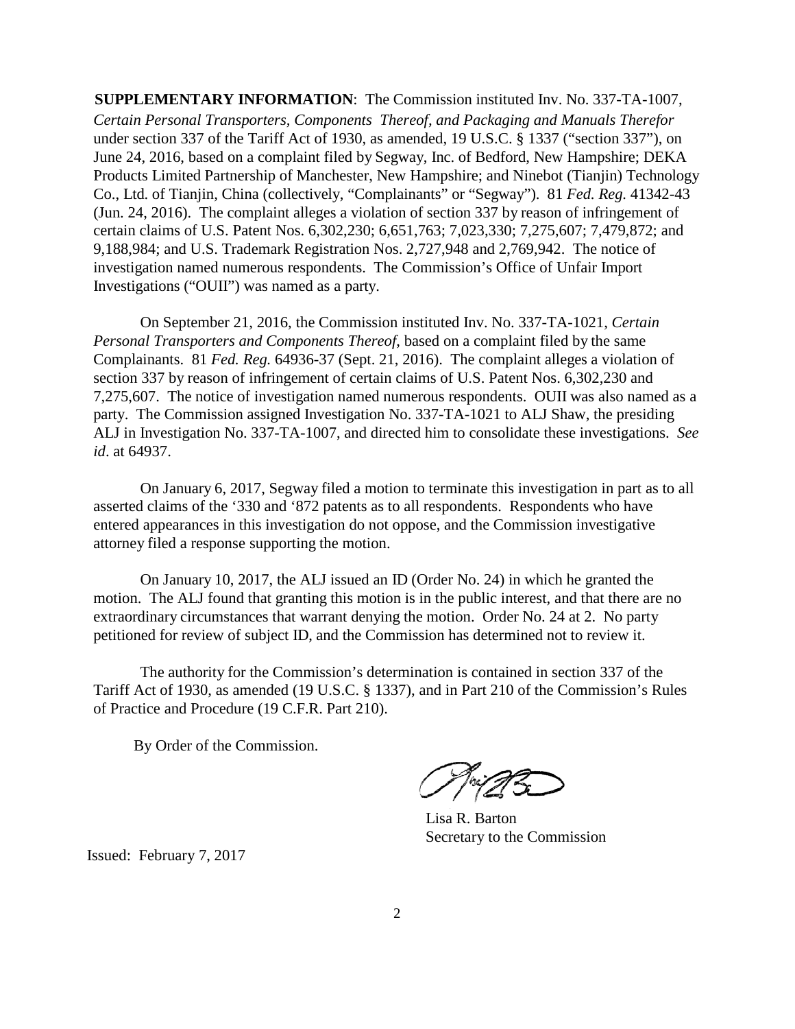**SUPPLEMENTARY INFORMATION**: The Commission instituted Inv. No. 337-TA-1007, *Certain Personal Transporters, Components Thereof, and Packaging and Manuals Therefor* under section 337 of the Tariff Act of 1930, as amended, 19 U.S.C. § 1337 ("section 337"), on June 24, 2016, based on a complaint filed by Segway, Inc. of Bedford, New Hampshire; DEKA Products Limited Partnership of Manchester, New Hampshire; and Ninebot (Tianjin) Technology Co., Ltd. of Tianjin, China (collectively, "Complainants" or "Segway"). 81 *Fed. Reg.* 41342-43 (Jun. 24, 2016). The complaint alleges a violation of section 337 by reason of infringement of certain claims of U.S. Patent Nos. 6,302,230; 6,651,763; 7,023,330; 7,275,607; 7,479,872; and 9,188,984; and U.S. Trademark Registration Nos. 2,727,948 and 2,769,942. The notice of investigation named numerous respondents. The Commission's Office of Unfair Import Investigations ("OUII") was named as a party.

On September 21, 2016, the Commission instituted Inv. No. 337-TA-1021, *Certain Personal Transporters and Components Thereof*, based on a complaint filed by the same Complainants. 81 *Fed. Reg.* 64936-37 (Sept. 21, 2016). The complaint alleges a violation of section 337 by reason of infringement of certain claims of U.S. Patent Nos. 6,302,230 and 7,275,607. The notice of investigation named numerous respondents. OUII was also named as a party. The Commission assigned Investigation No. 337-TA-1021 to ALJ Shaw, the presiding ALJ in Investigation No. 337-TA-1007, and directed him to consolidate these investigations. *See id*. at 64937.

On January 6, 2017, Segway filed a motion to terminate this investigation in part as to all asserted claims of the '330 and '872 patents as to all respondents. Respondents who have entered appearances in this investigation do not oppose, and the Commission investigative attorney filed a response supporting the motion.

On January 10, 2017, the ALJ issued an ID (Order No. 24) in which he granted the motion. The ALJ found that granting this motion is in the public interest, and that there are no extraordinary circumstances that warrant denying the motion. Order No. 24 at 2. No party petitioned for review of subject ID, and the Commission has determined not to review it.

The authority for the Commission's determination is contained in section 337 of the Tariff Act of 1930, as amended (19 U.S.C. § 1337), and in Part 210 of the Commission's Rules of Practice and Procedure (19 C.F.R. Part 210).

By Order of the Commission.

Lisa R. Barton
Secretary to the Commission

Issued: February 7, 2017